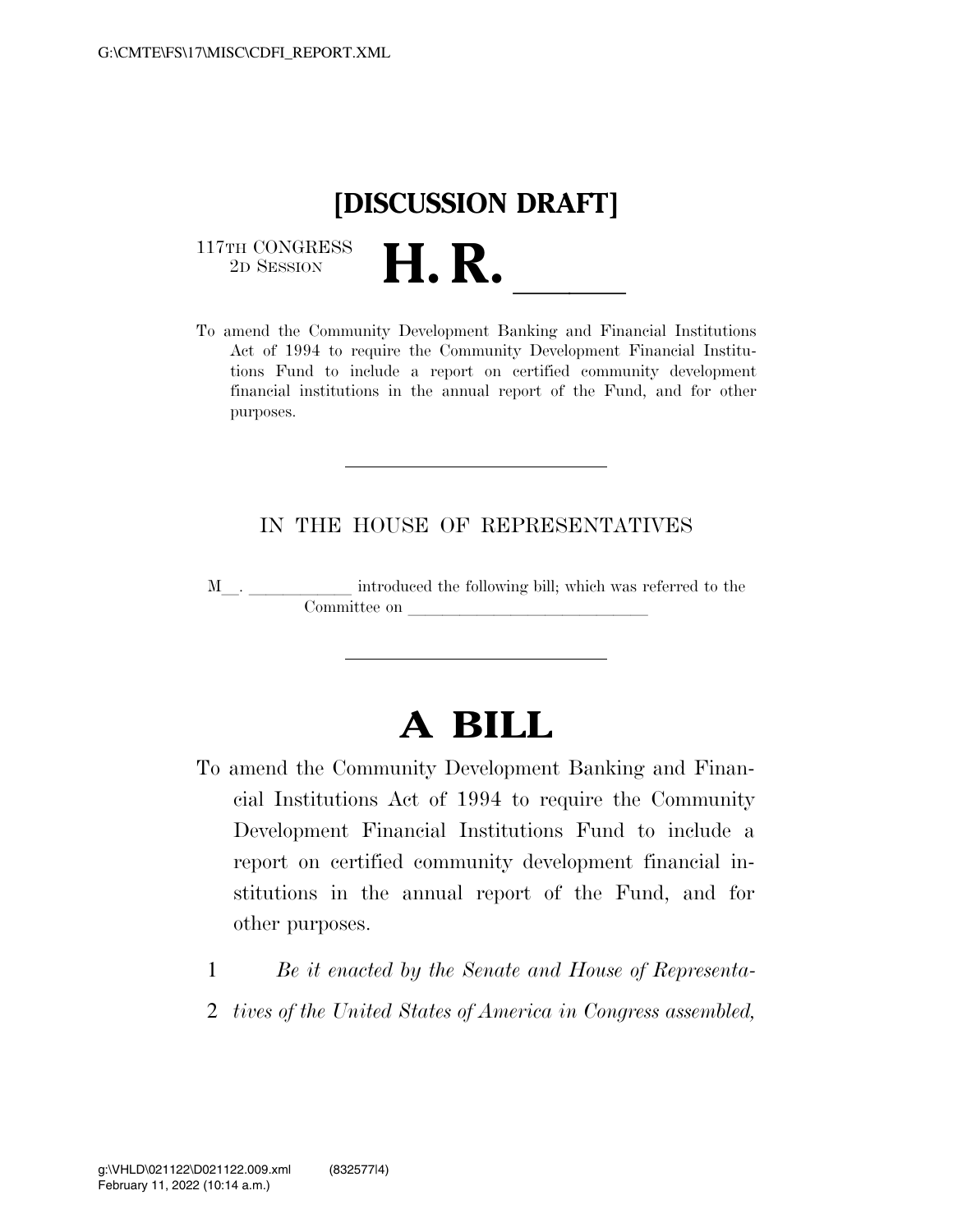# [DISCUSSION DRAFT]

117TH CONGRESS
2D SESSION

# H. R. \_\_\_\_\_

To amend the Community Development Banking and Financial Institutions Act of 1994 to require the Community Development Financial Institutions Fund to include a report on certified community development financial institutions in the annual report of the Fund, and for other purposes.

---

IN THE HOUSE OF REPRESENTATIVES

M\_\_. \_\_\_\_\_\_\_\_\_\_\_\_ introduced the following bill; which was referred to the Committee on \_\_\_\_\_\_\_\_\_\_\_\_\_\_\_\_\_\_\_\_\_\_\_\_\_\_\_\_

---

# A BILL

To amend the Community Development Banking and Financial Institutions Act of 1994 to require the Community Development Financial Institutions Fund to include a report on certified community development financial institutions in the annual report of the Fund, and for other purposes.

1 *Be it enacted by the Senate and House of Representa-*
2 *tives of the United States of America in Congress assembled,*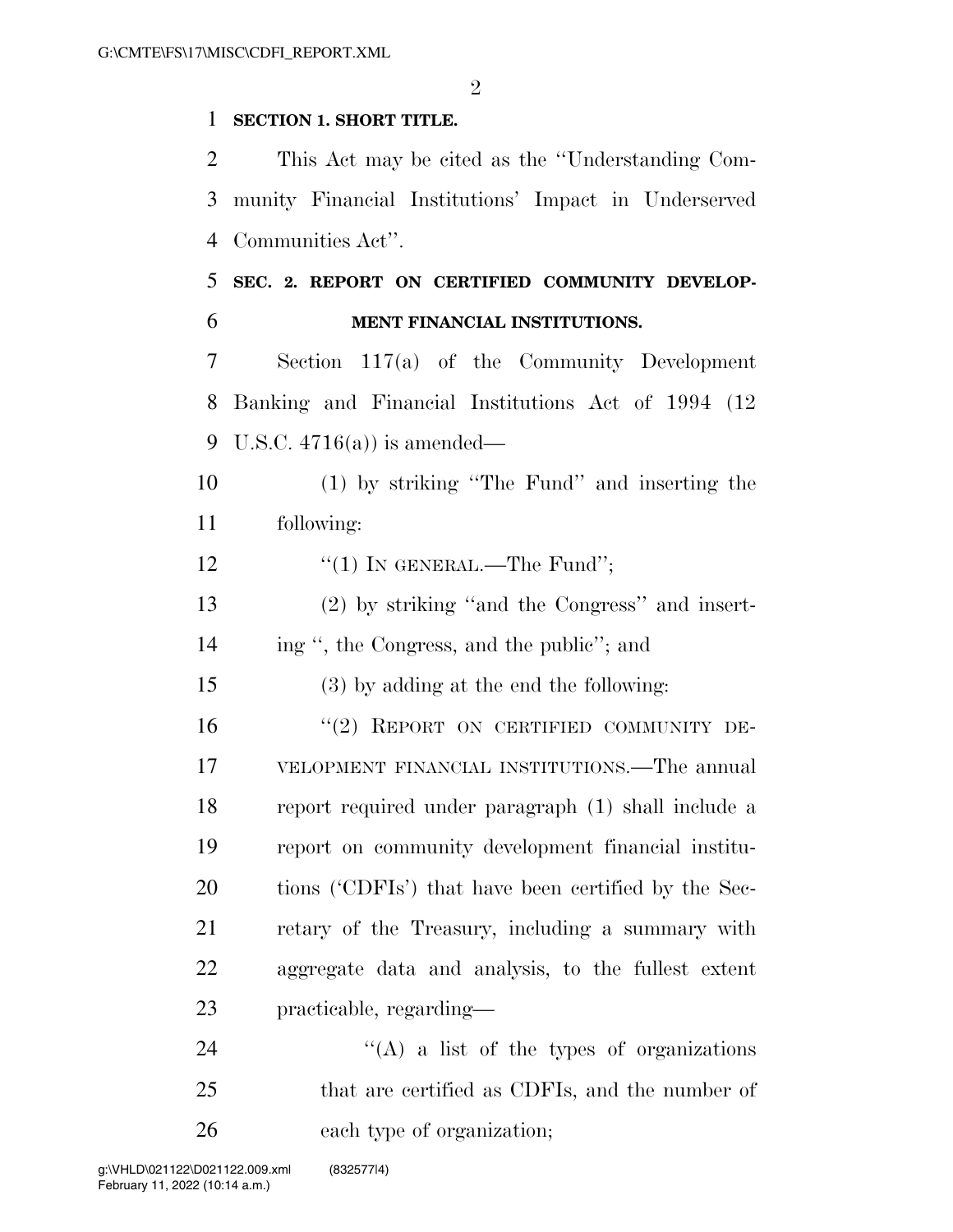**SECTION 1. SHORT TITLE.**

This Act may be cited as the "Understanding Community Financial Institutions' Impact in Underserved Communities Act".

**SEC. 2. REPORT ON CERTIFIED COMMUNITY DEVELOPMENT FINANCIAL INSTITUTIONS.**

Section 117(a) of the Community Development Banking and Financial Institutions Act of 1994 (12 U.S.C. 4716(a)) is amended—

(1) by striking "The Fund" and inserting the following:

"(1) IN GENERAL.—The Fund";

(2) by striking "and the Congress" and inserting ", the Congress, and the public"; and

(3) by adding at the end the following:

"(2) REPORT ON CERTIFIED COMMUNITY DEVELOPMENT FINANCIAL INSTITUTIONS.—The annual report required under paragraph (1) shall include a report on community development financial institutions ('CDFIs') that have been certified by the Secretary of the Treasury, including a summary with aggregate data and analysis, to the fullest extent practicable, regarding—

"(A) a list of the types of organizations that are certified as CDFIs, and the number of each type of organization;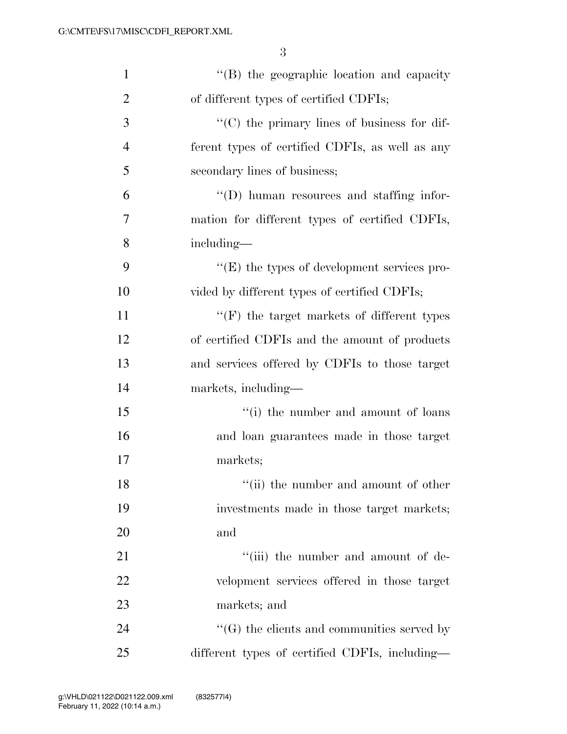''(B) the geographic location and capacity of different types of certified CDFIs;

''(C) the primary lines of business for different types of certified CDFIs, as well as any secondary lines of business;

''(D) human resources and staffing information for different types of certified CDFIs, including—

''(E) the types of development services provided by different types of certified CDFIs;

''(F) the target markets of different types of certified CDFIs and the amount of products and services offered by CDFIs to those target markets, including—

''(i) the number and amount of loans and loan guarantees made in those target markets;

''(ii) the number and amount of other investments made in those target markets; and

''(iii) the number and amount of development services offered in those target markets; and

''(G) the clients and communities served by different types of certified CDFIs, including—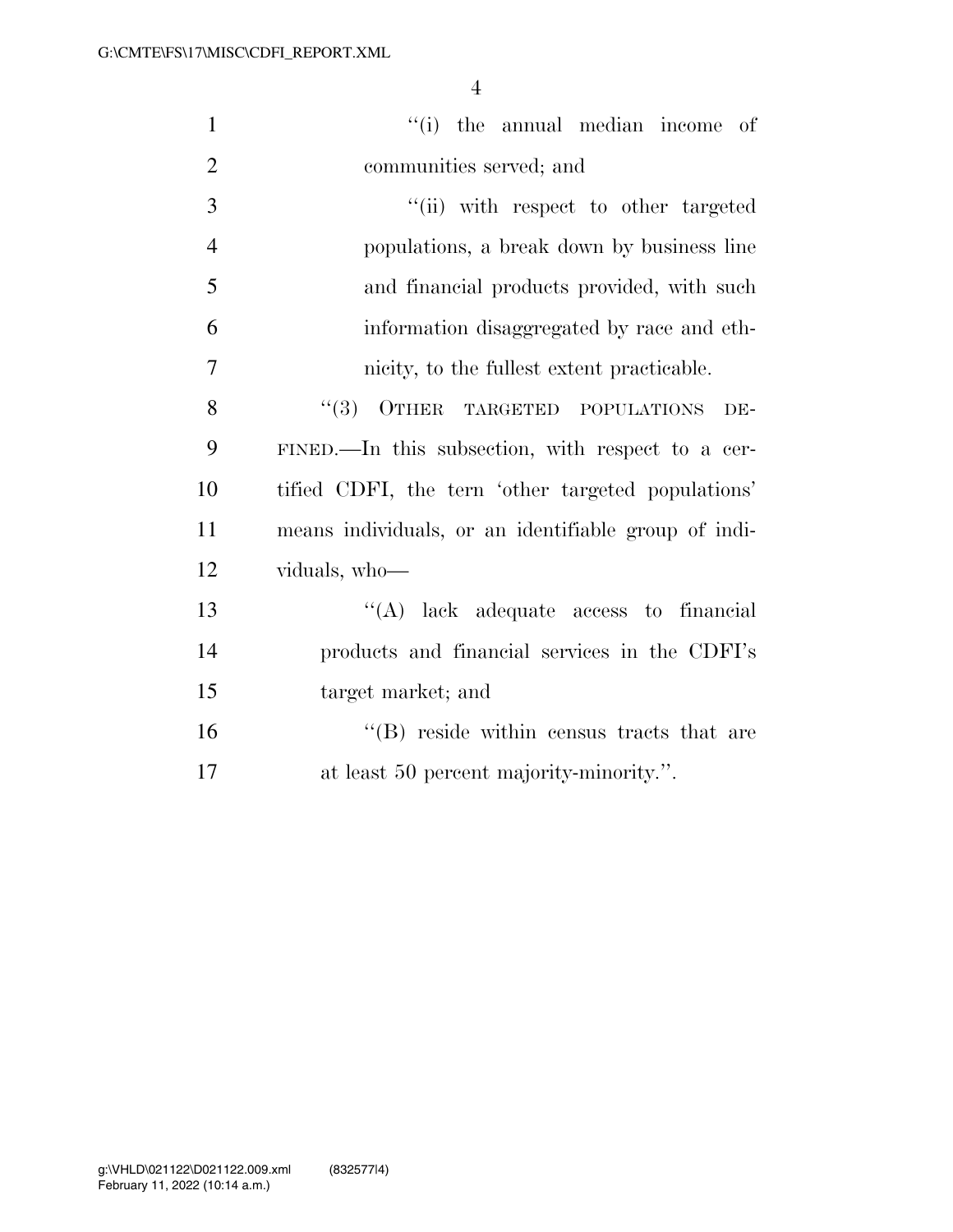"(i) the annual median income of communities served; and

"(ii) with respect to other targeted populations, a break down by business line and financial products provided, with such information disaggregated by race and ethnicity, to the fullest extent practicable.

"(3) OTHER TARGETED POPULATIONS DEFINED.—In this subsection, with respect to a certified CDFI, the tern 'other targeted populations' means individuals, or an identifiable group of individuals, who—

"(A) lack adequate access to financial products and financial services in the CDFI's target market; and

"(B) reside within census tracts that are at least 50 percent majority-minority.".